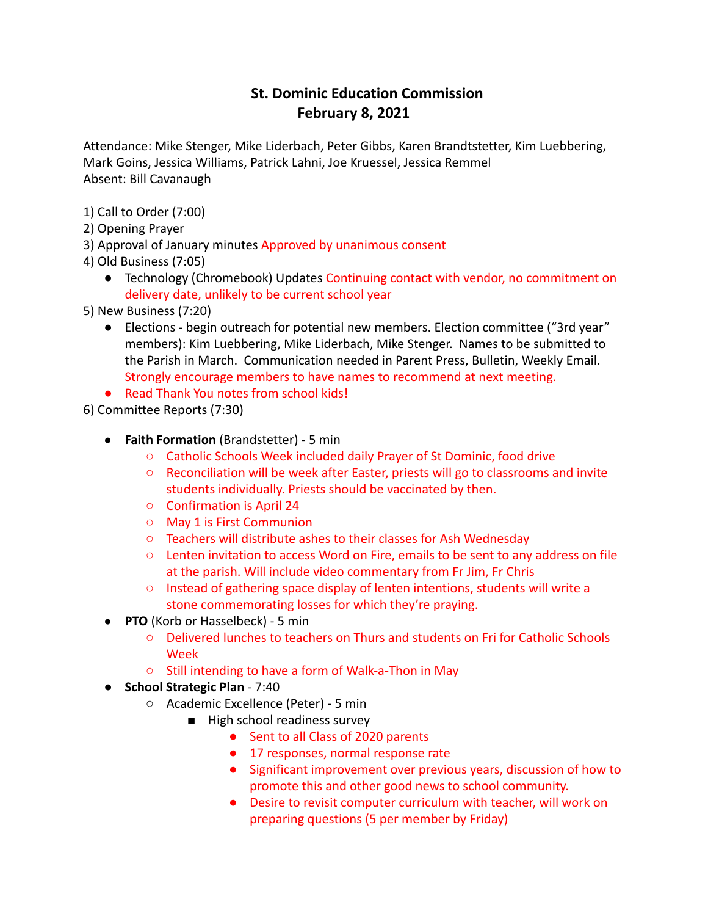# St. Dominic Education Commission
# February 8, 2021

Attendance: Mike Stenger, Mike Liderbach, Peter Gibbs, Karen Brandtstetter, Kim Luebbering, Mark Goins, Jessica Williams, Patrick Lahni, Joe Kruessel, Jessica Remmel
Absent: Bill Cavanaugh

1) Call to Order (7:00)
2) Opening Prayer
3) Approval of January minutes Approved by unanimous consent
4) Old Business (7:05)
   - Technology (Chromebook) Updates Continuing contact with vendor, no commitment on delivery date, unlikely to be current school year
5) New Business (7:20)
   - Elections - begin outreach for potential new members. Election committee ("3rd year" members): Kim Luebbering, Mike Liderbach, Mike Stenger. Names to be submitted to the Parish in March. Communication needed in Parent Press, Bulletin, Weekly Email. Strongly encourage members to have names to recommend at next meeting.
   - Read Thank You notes from school kids!
6) Committee Reports (7:30)

   - **Faith Formation** (Brandstetter) - 5 min
     - Catholic Schools Week included daily Prayer of St Dominic, food drive
     - Reconciliation will be week after Easter, priests will go to classrooms and invite students individually. Priests should be vaccinated by then.
     - Confirmation is April 24
     - May 1 is First Communion
     - Teachers will distribute ashes to their classes for Ash Wednesday
     - Lenten invitation to access Word on Fire, emails to be sent to any address on file at the parish. Will include video commentary from Fr Jim, Fr Chris
     - Instead of gathering space display of lenten intentions, students will write a stone commemorating losses for which they're praying.
   - **PTO** (Korb or Hasselbeck) - 5 min
     - Delivered lunches to teachers on Thurs and students on Fri for Catholic Schools Week
     - Still intending to have a form of Walk-a-Thon in May
   - **School Strategic Plan** - 7:40
     - Academic Excellence (Peter) - 5 min
       - High school readiness survey
         - Sent to all Class of 2020 parents
         - 17 responses, normal response rate
         - Significant improvement over previous years, discussion of how to promote this and other good news to school community.
         - Desire to revisit computer curriculum with teacher, will work on preparing questions (5 per member by Friday)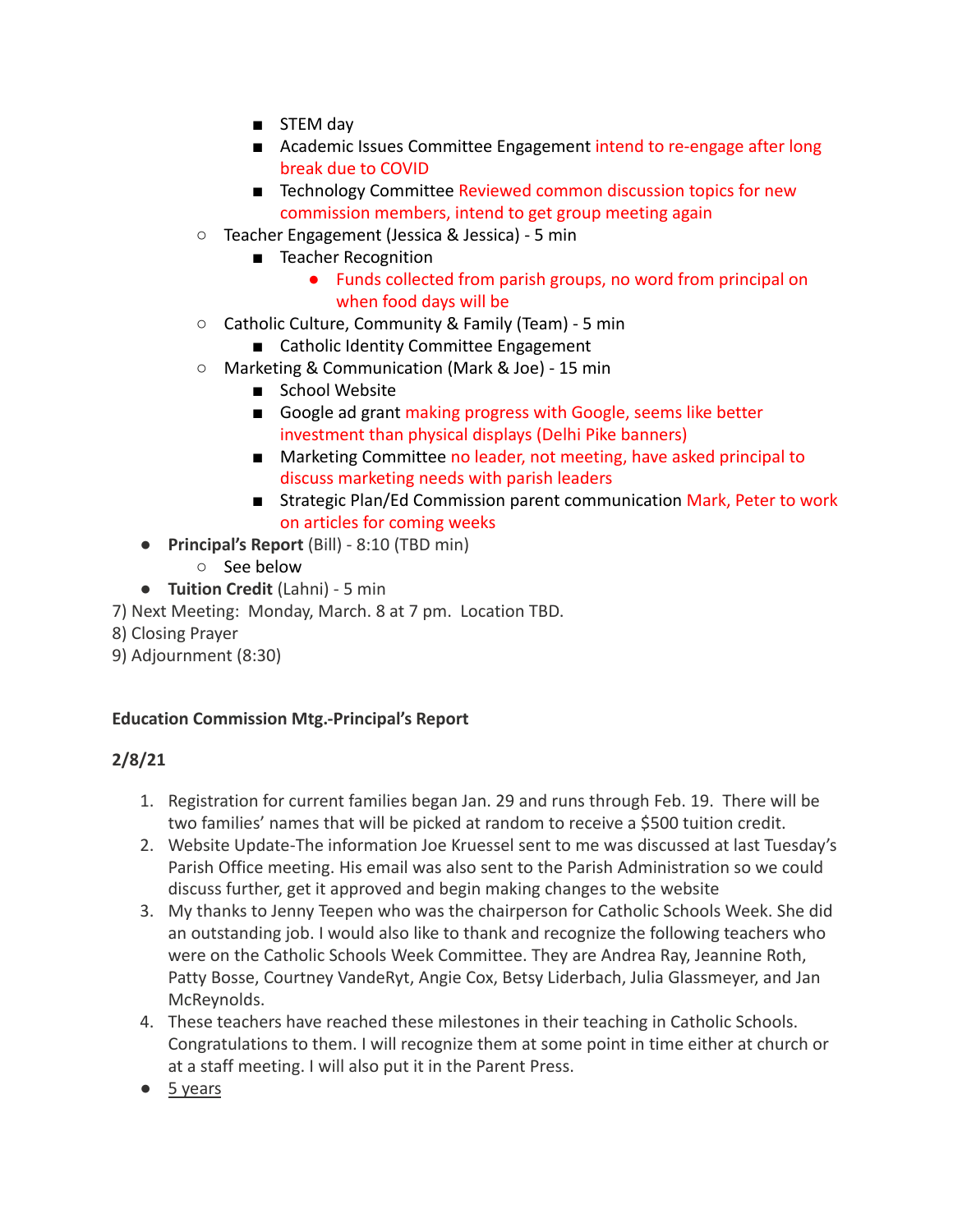- STEM day
        - Academic Issues Committee Engagement intend to re-engage after long break due to COVID
        - Technology Committee Reviewed common discussion topics for new commission members, intend to get group meeting again
    - Teacher Engagement (Jessica & Jessica) - 5 min
        - Teacher Recognition
            - Funds collected from parish groups, no word from principal on when food days will be
    - Catholic Culture, Community & Family (Team) - 5 min
        - Catholic Identity Committee Engagement
    - Marketing & Communication (Mark & Joe) - 15 min
        - School Website
        - Google ad grant making progress with Google, seems like better investment than physical displays (Delhi Pike banners)
        - Marketing Committee no leader, not meeting, have asked principal to discuss marketing needs with parish leaders
        - Strategic Plan/Ed Commission parent communication Mark, Peter to work on articles for coming weeks
- **Principal's Report** (Bill) - 8:10 (TBD min)
    - See below
- **Tuition Credit** (Lahni) - 5 min

7) Next Meeting: Monday, March. 8 at 7 pm. Location TBD.

8) Closing Prayer

9) Adjournment (8:30)

**Education Commission Mtg.-Principal's Report**

**2/8/21**

1. Registration for current families began Jan. 29 and runs through Feb. 19. There will be two families' names that will be picked at random to receive a $500 tuition credit.
2. Website Update-The information Joe Kruessel sent to me was discussed at last Tuesday's Parish Office meeting. His email was also sent to the Parish Administration so we could discuss further, get it approved and begin making changes to the website
3. My thanks to Jenny Teepen who was the chairperson for Catholic Schools Week. She did an outstanding job. I would also like to thank and recognize the following teachers who were on the Catholic Schools Week Committee. They are Andrea Ray, Jeannine Roth, Patty Bosse, Courtney VandeRyt, Angie Cox, Betsy Liderbach, Julia Glassmeyer, and Jan McReynolds.
4. These teachers have reached these milestones in their teaching in Catholic Schools. Congratulations to them. I will recognize them at some point in time either at church or at a staff meeting. I will also put it in the Parent Press.

- <u>5 years</u>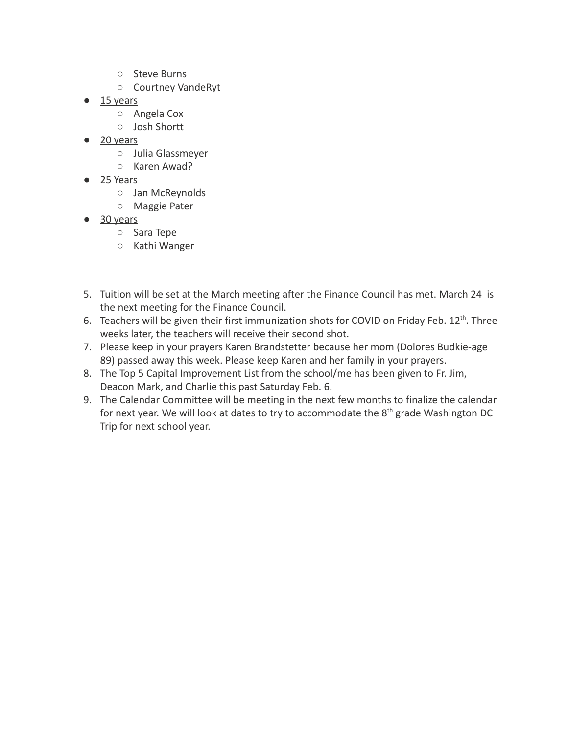- Steve Burns
    - Courtney VandeRyt
- 15 years
    - Angela Cox
    - Josh Shortt
- 20 years
    - Julia Glassmeyer
    - Karen Awad?
- 25 Years
    - Jan McReynolds
    - Maggie Pater
- 30 years
    - Sara Tepe
    - Kathi Wanger

5. Tuition will be set at the March meeting after the Finance Council has met. March 24 is the next meeting for the Finance Council.
6. Teachers will be given their first immunization shots for COVID on Friday Feb. 12th. Three weeks later, the teachers will receive their second shot.
7. Please keep in your prayers Karen Brandstetter because her mom (Dolores Budkie-age 89) passed away this week. Please keep Karen and her family in your prayers.
8. The Top 5 Capital Improvement List from the school/me has been given to Fr. Jim, Deacon Mark, and Charlie this past Saturday Feb. 6.
9. The Calendar Committee will be meeting in the next few months to finalize the calendar for next year. We will look at dates to try to accommodate the 8th grade Washington DC Trip for next school year.